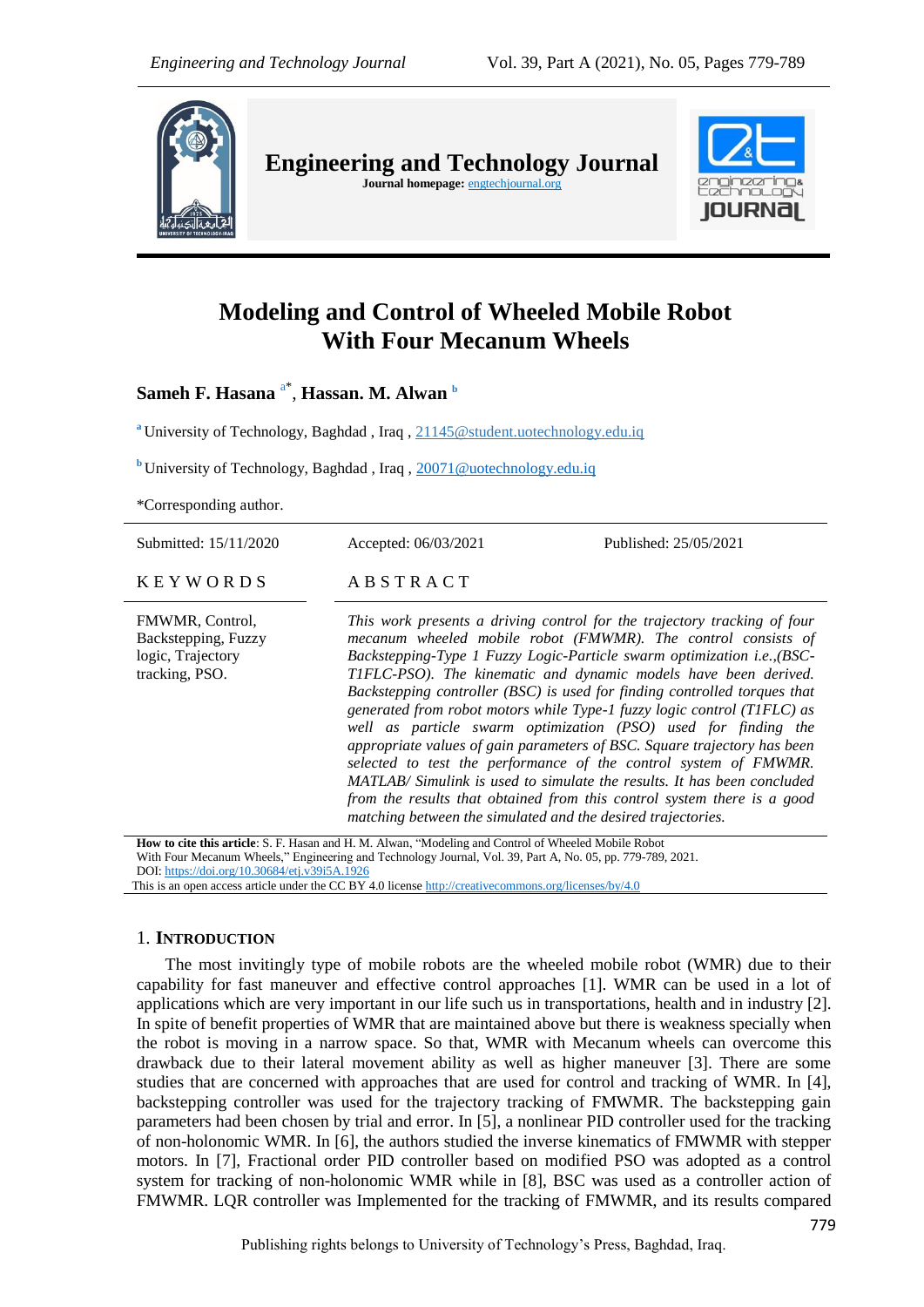# Modeling and Control of Wheeled Mobile Robot With Four Mecanum Wheels

**Sameh F. Hasana** [a*], **Hassan. M. Alwan** [b]

[a] University of Technology, Baghdad , Iraq , 21145@student.uotechnology.edu.iq

[b] University of Technology, Baghdad , Iraq , 20071@uotechnology.edu.iq

*Corresponding author.

Submitted: 15/11/2020 Accepted: 06/03/2021 Published: 25/05/2021

**KEYWORDS**

FMWMR, Control, Backstepping, Fuzzy logic, Trajectory tracking, PSO.

**ABSTRACT**

*This work presents a driving control for the trajectory tracking of four mecanum wheeled mobile robot (FMWMR). The control consists of Backstepping-Type 1 Fuzzy Logic-Particle swarm optimization i.e.,(BSC-T1FLC-PSO). The kinematic and dynamic models have been derived. Backstepping controller (BSC) is used for finding controlled torques that generated from robot motors while Type-1 fuzzy logic control (T1FLC) as well as particle swarm optimization (PSO) used for finding the appropriate values of gain parameters of BSC. Square trajectory has been selected to test the performance of the control system of FMWMR. MATLAB/ Simulink is used to simulate the results. It has been concluded from the results that obtained from this control system there is a good matching between the simulated and the desired trajectories.*

**How to cite this article**: S. F. Hasan and H. M. Alwan, "Modeling and Control of Wheeled Mobile Robot With Four Mecanum Wheels," Engineering and Technology Journal, Vol. 39, Part A, No. 05, pp. 779-789, 2021.
DOI: https://doi.org/10.30684/etj.v39i5A.1926
This is an open access article under the CC BY 4.0 license http://creativecommons.org/licenses/by/4.0

## 1. Introduction

The most invitingly type of mobile robots are the wheeled mobile robot (WMR) due to their capability for fast maneuver and effective control approaches [1]. WMR can be used in a lot of applications which are very important in our life such us in transportations, health and in industry [2]. In spite of benefit properties of WMR that are maintained above but there is weakness specially when the robot is moving in a narrow space. So that, WMR with Mecanum wheels can overcome this drawback due to their lateral movement ability as well as higher maneuver [3]. There are some studies that are concerned with approaches that are used for control and tracking of WMR. In [4], backstepping controller was used for the trajectory tracking of FMWMR. The backstepping gain parameters had been chosen by trial and error. In [5], a nonlinear PID controller used for the tracking of non-holonomic WMR. In [6], the authors studied the inverse kinematics of FMWMR with stepper motors. In [7], Fractional order PID controller based on modified PSO was adopted as a control system for tracking of non-holonomic WMR while in [8], BSC was used as a controller action of FMWMR. LQR controller was Implemented for the tracking of FMWMR, and its results compared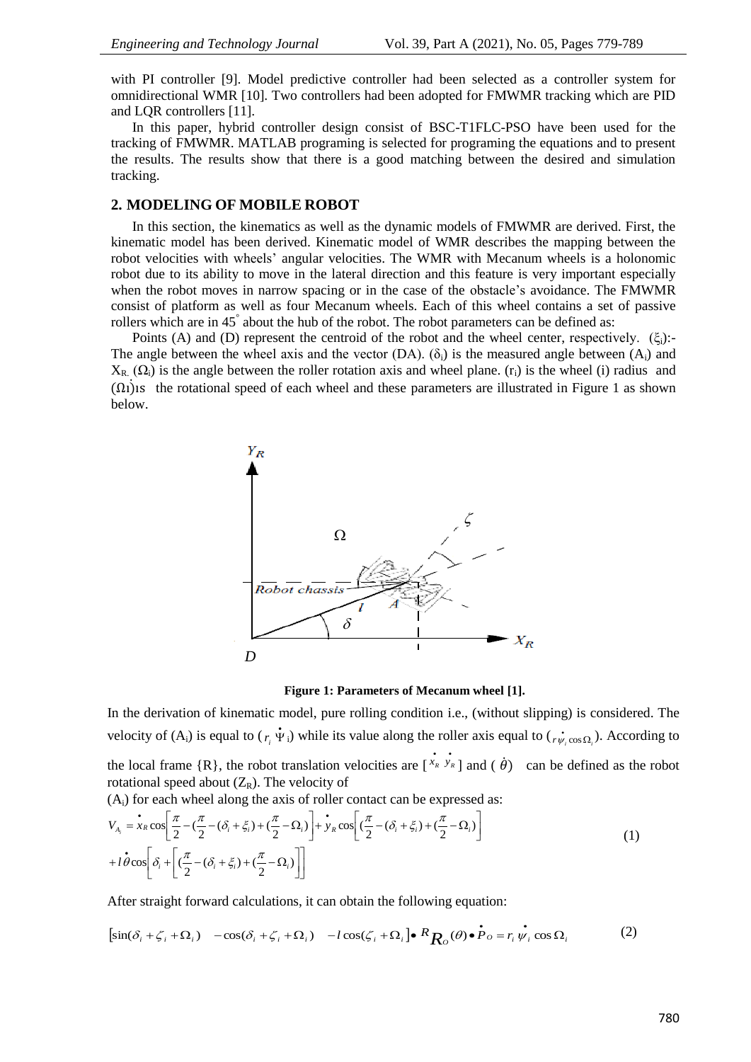with PI controller [9]. Model predictive controller had been selected as a controller system for omnidirectional WMR [10]. Two controllers had been adopted for FMWMR tracking which are PID and LQR controllers [11].

In this paper, hybrid controller design consist of BSC-T1FLC-PSO have been used for the tracking of FMWMR. MATLAB programing is selected for programing the equations and to present the results. The results show that there is a good matching between the desired and simulation tracking.

## 2. MODELING OF MOBILE ROBOT

In this section, the kinematics as well as the dynamic models of FMWMR are derived. First, the kinematic model has been derived. Kinematic model of WMR describes the mapping between the robot velocities with wheels' angular velocities. The WMR with Mecanum wheels is a holonomic robot due to its ability to move in the lateral direction and this feature is very important especially when the robot moves in narrow spacing or in the case of the obstacle's avoidance. The FMWMR consist of platform as well as four Mecanum wheels. Each of this wheel contains a set of passive rollers which are in 45° about the hub of the robot. The robot parameters can be defined as:

Points (A) and (D) represent the centroid of the robot and the wheel center, respectively. ($\xi_i$):- The angle between the wheel axis and the vector (DA). ($\delta_i$) is the measured angle between ($A_i$) and $X_R$. ($\Omega_i$) is the angle between the roller rotation axis and wheel plane. ($r_i$) is the wheel (i) radius and ($\dot{\Omega}_i$) is the rotational speed of each wheel and these parameters are illustrated in Figure 1 as shown below.

**Figure 1: Parameters of Mecanum wheel [1].**

In the derivation of kinematic model, pure rolling condition i.e., (without slipping) is considered. The velocity of ($A_i$) is equal to ($r_i \dot{\Psi}_i$) while its value along the roller axis equal to ($r\dot{\psi}_i \cos\Omega_i$). According to the local frame {R}, the robot translation velocities are [$\dot{x}_R \; \dot{y}_R$] and ($\dot{\theta}$) can be defined as the robot rotational speed about ($Z_R$). The velocity of

($A_i$) for each wheel along the axis of roller contact can be expressed as:

$$V_{A_i} = \dot{x}_R \cos\left[\frac{\pi}{2} - (\frac{\pi}{2} - (\delta_i + \xi_i) + (\frac{\pi}{2} - \Omega_i)\right] + \dot{y}_R \cos\left[(\frac{\pi}{2} - (\delta_i + \xi_i) + (\frac{\pi}{2} - \Omega_i)\right]$$
$$+ l\dot{\theta}\cos\left[\delta_i + \left[(\frac{\pi}{2} - (\delta_i + \xi_i) + (\frac{\pi}{2} - \Omega_i)\right]\right] \tag{1}$$

After straight forward calculations, it can obtain the following equation:

$$[\sin(\delta_i + \zeta_i + \Omega_i) \quad -\cos(\delta_i + \zeta_i + \Omega_i) \quad -l\cos(\zeta_i + \Omega_i)] \bullet {}^R R_o(\theta) \bullet \dot{P}_O = r_i \dot{\psi}_i \cos\Omega_i \tag{2}$$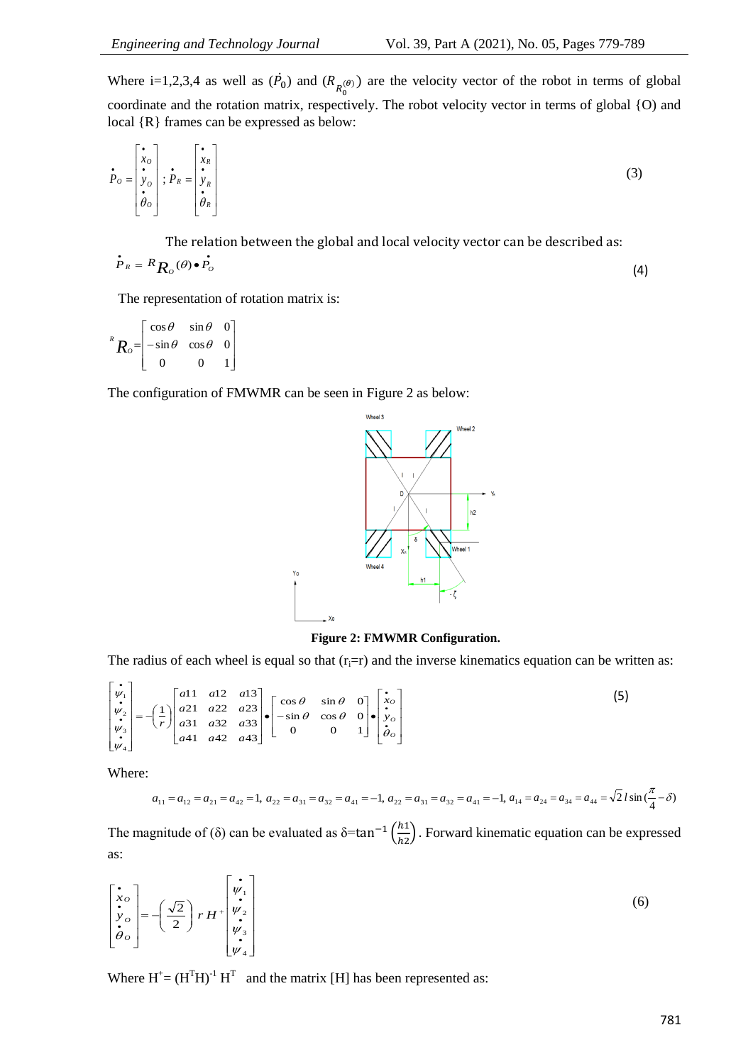Where i=1,2,3,4 as well as ($\dot{P}_0$) and ($R_{R_0^{(\theta)}}$) are the velocity vector of the robot in terms of global coordinate and the rotation matrix, respectively. The robot velocity vector in terms of global {O} and local {R} frames can be expressed as below:

$$\dot{P}_O = \begin{bmatrix} \dot{x}_O \\ \dot{y}_O \\ \dot{\theta}_O \end{bmatrix} ; \dot{P}_R = \begin{bmatrix} \dot{x}_R \\ \dot{y}_R \\ \dot{\theta}_R \end{bmatrix} \tag{3}$$

The relation between the global and local velocity vector can be described as:

$$\dot{P}_R = {}^{R}\boldsymbol{R}_O(\theta) \bullet \dot{P}_O \tag{4}$$

The representation of rotation matrix is:

$${}^{R}\boldsymbol{R}_O = \begin{bmatrix} \cos\theta & \sin\theta & 0 \\ -\sin\theta & \cos\theta & 0 \\ 0 & 0 & 1 \end{bmatrix}$$

The configuration of FMWMR can be seen in Figure 2 as below:

**Figure 2: FMWMR Configuration.**

The radius of each wheel is equal so that ($r_i$=r) and the inverse kinematics equation can be written as:

$$\begin{bmatrix} \dot{\psi}_1 \\ \dot{\psi}_2 \\ \dot{\psi}_3 \\ \dot{\psi}_4 \end{bmatrix} = -\left(\frac{1}{r}\right) \begin{bmatrix} a11 & a12 & a13 \\ a21 & a22 & a23 \\ a31 & a32 & a33 \\ a41 & a42 & a43 \end{bmatrix} \bullet \begin{bmatrix} \cos\theta & \sin\theta & 0 \\ -\sin\theta & \cos\theta & 0 \\ 0 & 0 & 1 \end{bmatrix} \bullet \begin{bmatrix} \dot{x}_O \\ \dot{y}_O \\ \dot{\theta}_O \end{bmatrix} \tag{5}$$

Where:

$$a_{11} = a_{12} = a_{21} = a_{42} = 1,\ a_{22} = a_{31} = a_{32} = a_{41} = -1,\ a_{22} = a_{31} = a_{32} = a_{41} = -1,\ a_{14} = a_{24} = a_{34} = a_{44} = \sqrt{2}\, l \sin\left(\frac{\pi}{4} - \delta\right)$$

The magnitude of ($\delta$) can be evaluated as $\delta = \tan^{-1}\left(\frac{h1}{h2}\right)$. Forward kinematic equation can be expressed as:

$$\begin{bmatrix} \dot{x}_O \\ \dot{y}_O \\ \dot{\theta}_O \end{bmatrix} = -\left(\frac{\sqrt{2}}{2}\right) r\, H^{+} \begin{bmatrix} \dot{\psi}_1 \\ \dot{\psi}_2 \\ \dot{\psi}_3 \\ \dot{\psi}_4 \end{bmatrix} \tag{6}$$

Where $H^{+} = (H^{T}H)^{-1} H^{T}$ and the matrix [H] has been represented as: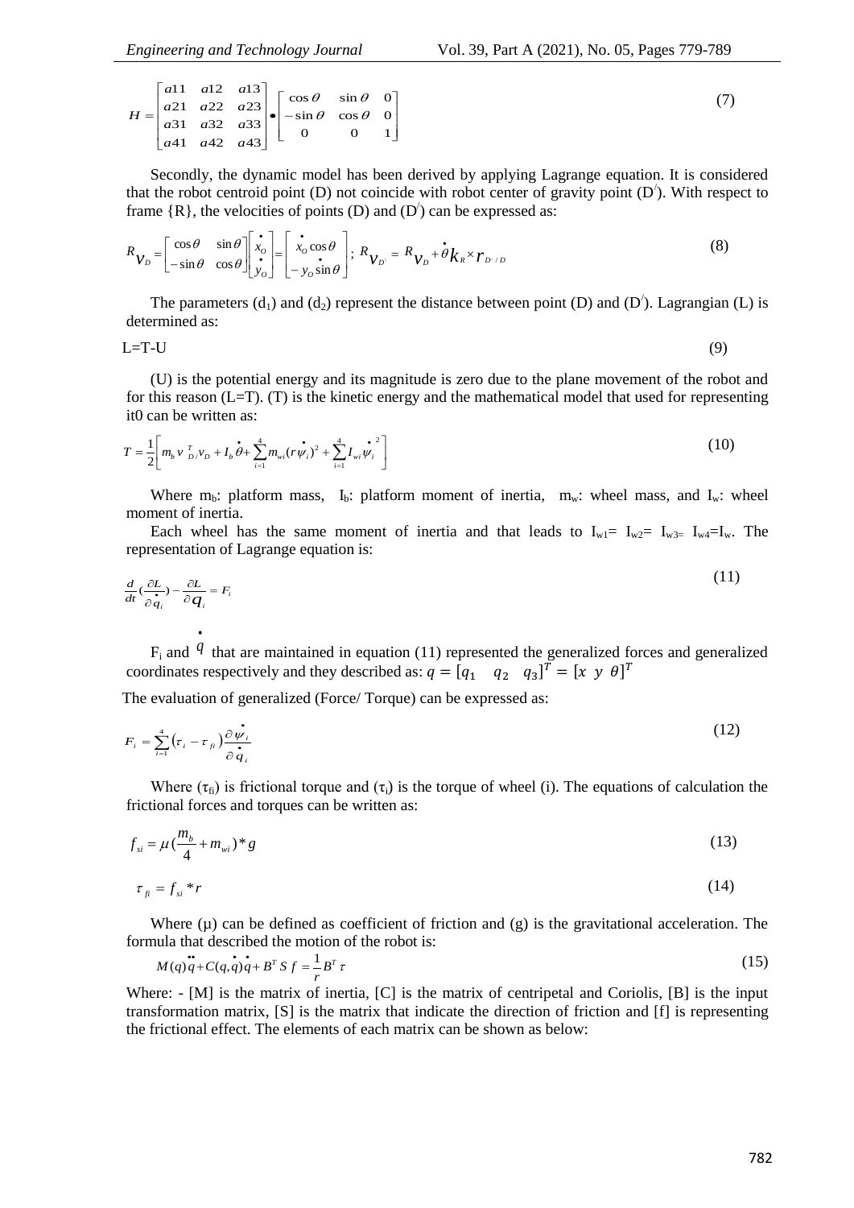$$H = \begin{bmatrix} a11 & a12 & a13 \\ a21 & a22 & a23 \\ a31 & a32 & a33 \\ a41 & a42 & a43 \end{bmatrix} \bullet \begin{bmatrix} \cos\theta & \sin\theta & 0 \\ -\sin\theta & \cos\theta & 0 \\ 0 & 0 & 1 \end{bmatrix} \tag{7}$$

Secondly, the dynamic model has been derived by applying Lagrange equation. It is considered that the robot centroid point (D) not coincide with robot center of gravity point ($D^{/}$). With respect to frame {R}, the velocities of points (D) and ($D^{/}$) can be expressed as:

$$^{R}v_{D} = \begin{bmatrix} \cos\theta & \sin\theta \\ -\sin\theta & \cos\theta \end{bmatrix} \begin{bmatrix} \dot{x}_{O} \\ \dot{y}_{O} \end{bmatrix} = \begin{bmatrix} \dot{x}_{O}\cos\theta \\ -\dot{y}_{O}\sin\theta \end{bmatrix}; \ ^{R}v_{D^{\prime}} = {}^{R}v_{D} + \dot{\theta}k_{R} \times r_{D^{\prime}/D} \tag{8}$$

The parameters ($d_1$) and ($d_2$) represent the distance between point (D) and ($D^{/}$). Lagrangian (L) is determined as:

$$L=T-U \tag{9}$$

(U) is the potential energy and its magnitude is zero due to the plane movement of the robot and for this reason (L=T). (T) is the kinetic energy and the mathematical model that used for representing it0 can be written as:

$$T = \frac{1}{2}\left[ m_b v_{D/}^{T} v_D + I_b \dot{\theta} + \sum_{i=1}^{4} m_{wi} (r\dot{\psi}_i)^2 + \sum_{i=1}^{4} I_{wi} \dot{\psi}_i^{2} \right] \tag{10}$$

Where $m_b$: platform mass, $I_b$: platform moment of inertia, $m_w$: wheel mass, and $I_w$: wheel moment of inertia.

Each wheel has the same moment of inertia and that leads to $I_{w1}= I_{w2}= I_{w3}= I_{w4}=I_w$. The representation of Lagrange equation is:

$$\frac{d}{dt}\left(\frac{\partial L}{\partial \dot{q}_i}\right) - \frac{\partial L}{\partial q_i} = F_i \tag{11}$$

$F_i$ and $\dot{q}$ that are maintained in equation (11) represented the generalized forces and generalized coordinates respectively and they described as: $q = [q_1 \quad q_2 \quad q_3]^T = [x \ \ y \ \ \theta]^T$

The evaluation of generalized (Force/ Torque) can be expressed as:

$$F_i = \sum_{i=1}^{4} (\tau_i - \tau_{fi}) \frac{\partial \dot{\psi}_i}{\partial \dot{q}_i} \tag{12}$$

Where ($\tau_{fi}$) is frictional torque and ($\tau_i$) is the torque of wheel (i). The equations of calculation the frictional forces and torques can be written as:

$$f_{si} = \mu\left(\frac{m_b}{4} + m_{wi}\right) * g \tag{13}$$

$$\tau_{fi} = f_{si} * r \tag{14}$$

Where ($\mu$) can be defined as coefficient of friction and (g) is the gravitational acceleration. The formula that described the motion of the robot is:

$$M(q)\ddot{q} + C(q,\dot{q})\dot{q} + B^T S\, f = \frac{1}{r} B^T \tau \tag{15}$$

Where: - [M] is the matrix of inertia, [C] is the matrix of centripetal and Coriolis, [B] is the input transformation matrix, [S] is the matrix that indicate the direction of friction and [f] is representing the frictional effect. The elements of each matrix can be shown as below: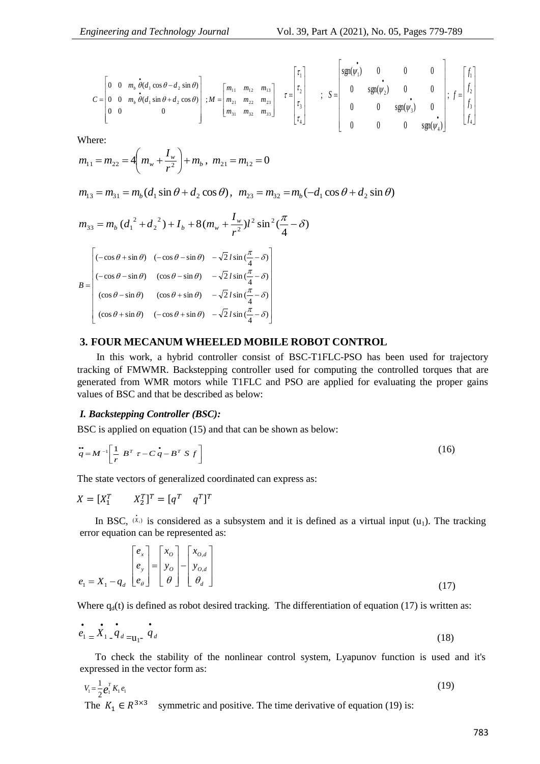$$C = \begin{bmatrix} 0 & 0 & m_b\,\dot{\theta}(d_1\cos\theta - d_2\sin\theta) \\ 0 & 0 & m_b\,\dot{\theta}(d_1\sin\theta + d_2\cos\theta) \\ 0 & 0 & 0 \end{bmatrix};\; M = \begin{bmatrix} m_{11} & m_{12} & m_{13} \\ m_{21} & m_{22} & m_{23} \\ m_{31} & m_{32} & m_{33} \end{bmatrix}\quad \tau = \begin{bmatrix} \tau_1 \\ \tau_2 \\ \tau_3 \\ \tau_4 \end{bmatrix};\; S = \begin{bmatrix} \mathrm{sgn}(\dot{\psi}_1) & 0 & 0 & 0 \\ 0 & \mathrm{sgn}(\dot{\psi}_2) & 0 & 0 \\ 0 & 0 & \mathrm{sgn}(\dot{\psi}_3) & 0 \\ 0 & 0 & 0 & \mathrm{sgn}(\dot{\psi}_4) \end{bmatrix};\; f = \begin{bmatrix} f_1 \\ f_2 \\ f_3 \\ f_4 \end{bmatrix}$$

Where:

$$m_{11} = m_{22} = 4\left(m_w + \frac{I_w}{r^2}\right) + m_b,\; m_{21} = m_{12} = 0$$

$$m_{13} = m_{31} = m_b(d_1\sin\theta + d_2\cos\theta),\; m_{23} = m_{32} = m_b(-d_1\cos\theta + d_2\sin\theta)$$

$$m_{33} = m_b\,({d_1}^2 + {d_2}^2) + I_b + 8(m_w + \frac{I_w}{r^2})l^2\sin^2(\frac{\pi}{4} - \delta)$$

$$B = \begin{bmatrix} (-\cos\theta + \sin\theta) & (-\cos\theta - \sin\theta) & -\sqrt{2}\,l\sin(\frac{\pi}{4} - \delta) \\ (-\cos\theta - \sin\theta) & (\cos\theta - \sin\theta) & -\sqrt{2}\,l\sin(\frac{\pi}{4} - \delta) \\ (\cos\theta - \sin\theta) & (\cos\theta + \sin\theta) & -\sqrt{2}\,l\sin(\frac{\pi}{4} - \delta) \\ (\cos\theta + \sin\theta) & (-\cos\theta + \sin\theta) & -\sqrt{2}\,l\sin(\frac{\pi}{4} - \delta) \end{bmatrix}$$

## 3. FOUR MECANUM WHEELED MOBILE ROBOT CONTROL

In this work, a hybrid controller consist of BSC-T1FLC-PSO has been used for trajectory tracking of FMWMR. Backstepping controller used for computing the controlled torques that are generated from WMR motors while T1FLC and PSO are applied for evaluating the proper gains values of BSC and that be described as below:

### *I. Backstepping Controller (BSC):*

BSC is applied on equation (15) and that can be shown as below:

$$\ddot{q} = M^{-1}\left[\frac{1}{r}\,B^T\,\tau - C\,\dot{q} - B^T\,S\,f\right] \tag{16}$$

The state vectors of generalized coordinated can express as:

$$X = [X_1^T \quad X_2^T]^T = [q^T \quad q^T]^T$$

In BSC, $(\dot{X}_1)$ is considered as a subsystem and it is defined as a virtual input ($u_1$). The tracking error equation can be represented as:

$$e_1 = X_1 - q_d \begin{bmatrix} e_x \\ e_y \\ e_\theta \end{bmatrix} = \begin{bmatrix} x_O \\ y_O \\ \theta \end{bmatrix} - \begin{bmatrix} x_{O,d} \\ y_{O,d} \\ \theta_d \end{bmatrix} \tag{17}$$

Where $q_d(t)$ is defined as robot desired tracking. The differentiation of equation (17) is written as:

$$\dot{e}_1 = \dot{X}_1 - \dot{q}_d = u_1 - \dot{q}_d \tag{18}$$

To check the stability of the nonlinear control system, Lyapunov function is used and it's expressed in the vector form as:

$$V_1 = \frac{1}{2}e_1^T K_1 e_1 \tag{19}$$

The $K_1 \in R^{3\times3}$ symmetric and positive. The time derivative of equation (19) is: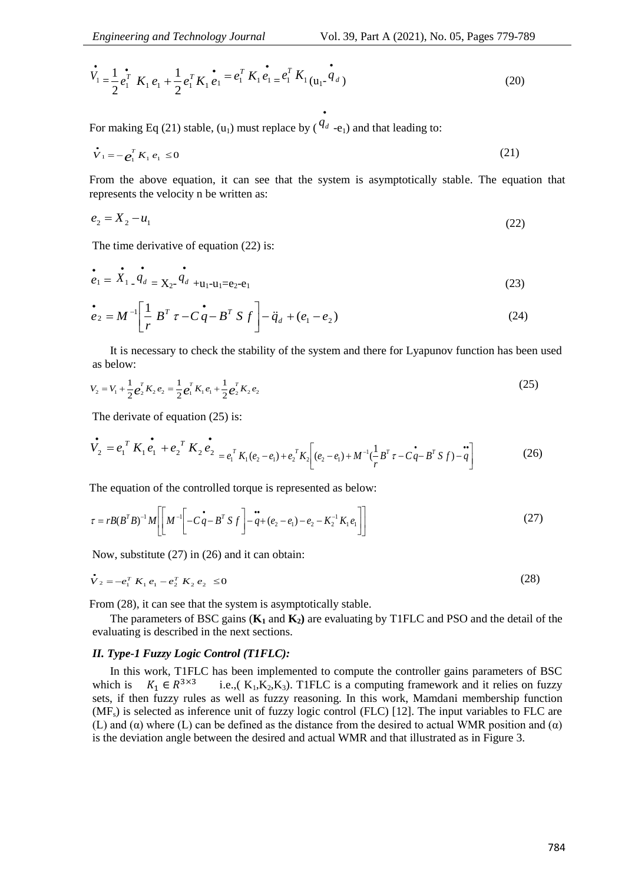$$\dot{V}_1 = \frac{1}{2}\dot{e}_1^T K_1 e_1 + \frac{1}{2}e_1^T K_1 \dot{e}_1 = e_1^T K_1 \dot{e}_1 = e_1^T K_1 (u_1 - \dot{q}_d) \tag{20}$$

For making Eq (21) stable, ($u_1$) must replace by ($\dot{q}_d$ -$e_1$) and that leading to:

$$\dot{V}_1 = -e_1^T K_1 e_1 \leq 0 \tag{21}$$

From the above equation, it can see that the system is asymptotically stable. The equation that represents the velocity n be written as:

$$e_2 = X_2 - u_1 \tag{22}$$

The time derivative of equation (22) is:

$$\dot{e}_1 = \dot{X}_1 - \dot{q}_d = X_2 - \dot{q}_d + u_1 - u_1 = e_2 - e_1 \tag{23}$$

$$\dot{e}_2 = M^{-1}\left[\frac{1}{r} B^T \tau - C\dot{q} - B^T S f\right] - \ddot{q}_d + (e_1 - e_2) \tag{24}$$

It is necessary to check the stability of the system and there for Lyapunov function has been used as below:

$$V_2 = V_1 + \frac{1}{2}e_2^T K_2 e_2 = \frac{1}{2}e_1^T K_1 e_1 + \frac{1}{2}e_2^T K_2 e_2 \tag{25}$$

The derivate of equation (25) is:

$$\dot{V}_2 = e_1^T K_1 \dot{e}_1 + e_2^T K_2 \dot{e}_2 = e_1^T K_1 (e_2 - e_1) + e_2^T K_2 \left[(e_2 - e_1) + M^{-1}(\frac{1}{r}B^T \tau - C\dot{q} - B^T S f) - \ddot{q}\right] \tag{26}$$

The equation of the controlled torque is represented as below:

$$\tau = rB(B^T B)^{-1} M \left[\left[M^{-1}\left[-C\dot{q} - B^T S f\right] - \ddot{q} + (e_2 - e_1) - e_2 - K_2^{-1} K_1 e_1\right]\right] \tag{27}$$

Now, substitute (27) in (26) and it can obtain:

$$\dot{V}_2 = -e_1^T K_1 e_1 - e_2^T K_2 e_2 \leq 0 \tag{28}$$

From (28), it can see that the system is asymptotically stable.

The parameters of BSC gains (**K$_1$** and **K$_2$**) are evaluating by T1FLC and PSO and the detail of the evaluating is described in the next sections.

### *II. Type-1 Fuzzy Logic Control (T1FLC):*

In this work, T1FLC has been implemented to compute the controller gains parameters of BSC which is $K_1 \in R^{3\times3}$ i.e.,( $K_1$,$K_2$,$K_3$). T1FLC is a computing framework and it relies on fuzzy sets, if then fuzzy rules as well as fuzzy reasoning. In this work, Mamdani membership function (MF$_s$) is selected as inference unit of fuzzy logic control (FLC) [12]. The input variables to FLC are (L) and (α) where (L) can be defined as the distance from the desired to actual WMR position and (α) is the deviation angle between the desired and actual WMR and that illustrated as in Figure 3.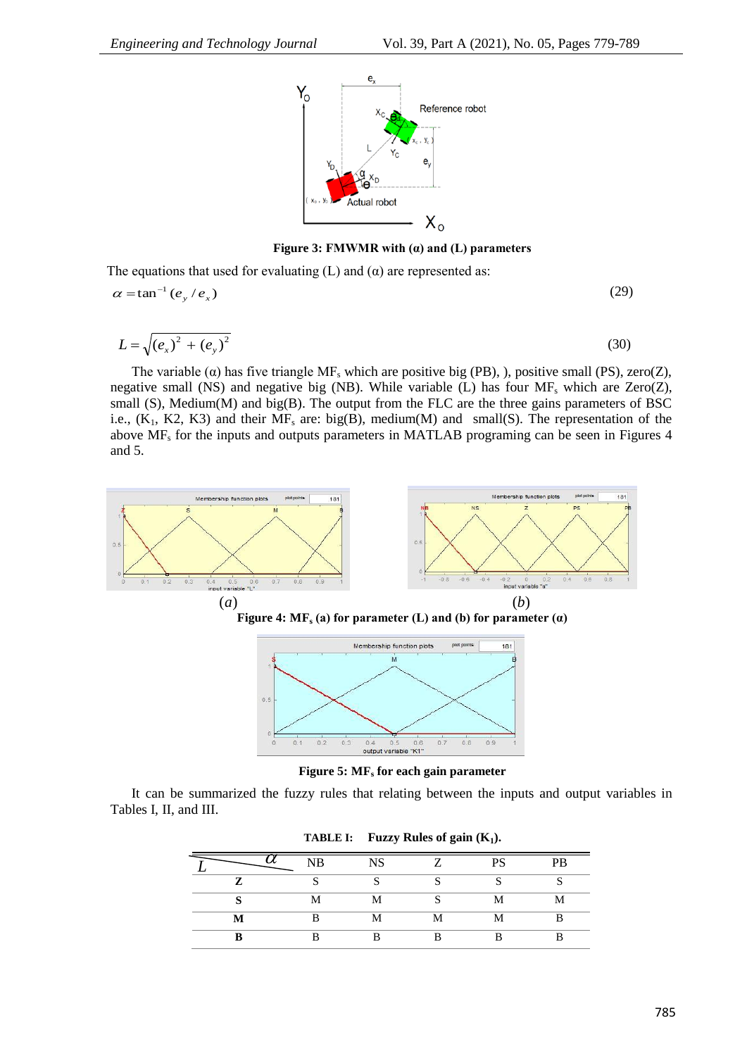Figure 3: FMWMR with (α) and (L) parameters

The equations that used for evaluating (L) and (α) are represented as:

$$\alpha = \tan^{-1}(e_y / e_x) \tag{29}$$

$$L = \sqrt{(e_x)^2 + (e_y)^2} \tag{30}$$

The variable (α) has five triangle $MF_s$ which are positive big (PB), ), positive small (PS), zero(Z), negative small (NS) and negative big (NB). While variable (L) has four $MF_s$ which are Zero(Z), small (S), Medium(M) and big(B). The output from the FLC are the three gains parameters of BSC i.e., ($K_1$, K2, K3) and their $MF_s$ are: big(B), medium(M) and small(S). The representation of the above $MF_s$ for the inputs and outputs parameters in MATLAB programing can be seen in Figures 4 and 5.

(*a*) (*b*)

Figure 4: $MF_s$ (a) for parameter (L) and (b) for parameter (α)

Figure 5: $MF_s$ for each gain parameter

It can be summarized the fuzzy rules that relating between the inputs and output variables in Tables I, II, and III.

**TABLE I: Fuzzy Rules of gain ($K_1$).**

| L \ α | NB | NS | Z | PS | PB |
|---|---|---|---|---|---|
| **Z** | S | S | S | S | S |
| **S** | M | M | S | M | M |
| **M** | B | M | M | M | B |
| **B** | B | B | B | B | B |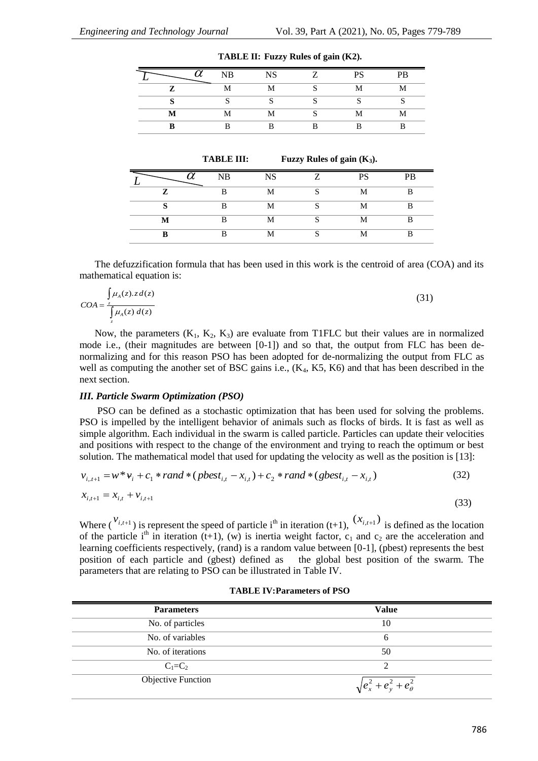**TABLE II: Fuzzy Rules of gain (K2).**

| $L$ \ $\alpha$ | NB | NS | Z | PS | PB |
|---|---|---|---|---|---|
| **Z** | M | M | S | M | M |
| **S** | S | S | S | S | S |
| **M** | M | M | S | M | M |
| **B** | B | B | B | B | B |

**TABLE III: Fuzzy Rules of gain ($K_3$).**

| $L$ \ $\alpha$ | NB | NS | Z | PS | PB |
|---|---|---|---|---|---|
| **Z** | B | M | S | M | B |
| **S** | B | M | S | M | B |
| **M** | B | M | S | M | B |
| **B** | B | M | S | M | B |

The defuzzification formula that has been used in this work is the centroid of area (COA) and its mathematical equation is:

$$COA = \frac{\int_z \mu_A(z).z\,d(z)}{\int_z \mu_A(z)\,d(z)} \tag{31}$$

Now, the parameters ($K_1$, $K_2$, $K_3$) are evaluate from T1FLC but their values are in normalized mode i.e., (their magnitudes are between [0-1]) and so that, the output from FLC has been de-normalizing and for this reason PSO has been adopted for de-normalizing the output from FLC as well as computing the another set of BSC gains i.e., ($K_4$, K5, K6) and that has been described in the next section.

### *III. Particle Swarm Optimization (PSO)*

PSO can be defined as a stochastic optimization that has been used for solving the problems. PSO is impelled by the intelligent behavior of animals such as flocks of birds. It is fast as well as simple algorithm. Each individual in the swarm is called particle. Particles can update their velocities and positions with respect to the change of the environment and trying to reach the optimum or best solution. The mathematical model that used for updating the velocity as well as the position is [13]:

$$v_{i,t+1} = w * v_i + c_1 * rand * (pbest_{i,t} - x_{i,t}) + c_2 * rand * (gbest_{i,t} - x_{i,t}) \tag{32}$$

$$x_{i,t+1} = x_{i,t} + v_{i,t+1} \tag{33}$$

Where ($v_{i,t+1}$) is represent the speed of particle $i^{th}$ in iteration (t+1), ($x_{i,t+1}$) is defined as the location of the particle $i^{th}$ in iteration (t+1), (w) is inertia weight factor, $c_1$ and $c_2$ are the acceleration and learning coefficients respectively, (rand) is a random value between [0-1], (pbest) represents the best position of each particle and (gbest) defined as the global best position of the swarm. The parameters that are relating to PSO can be illustrated in Table IV.

**TABLE IV:Parameters of PSO**

| Parameters | Value |
|---|---|
| No. of particles | 10 |
| No. of variables | 6 |
| No. of iterations | 50 |
| $C_1$=$C_2$ | 2 |
| Objective Function | $\sqrt{e_x^2 + e_y^2 + e_\theta^2}$ |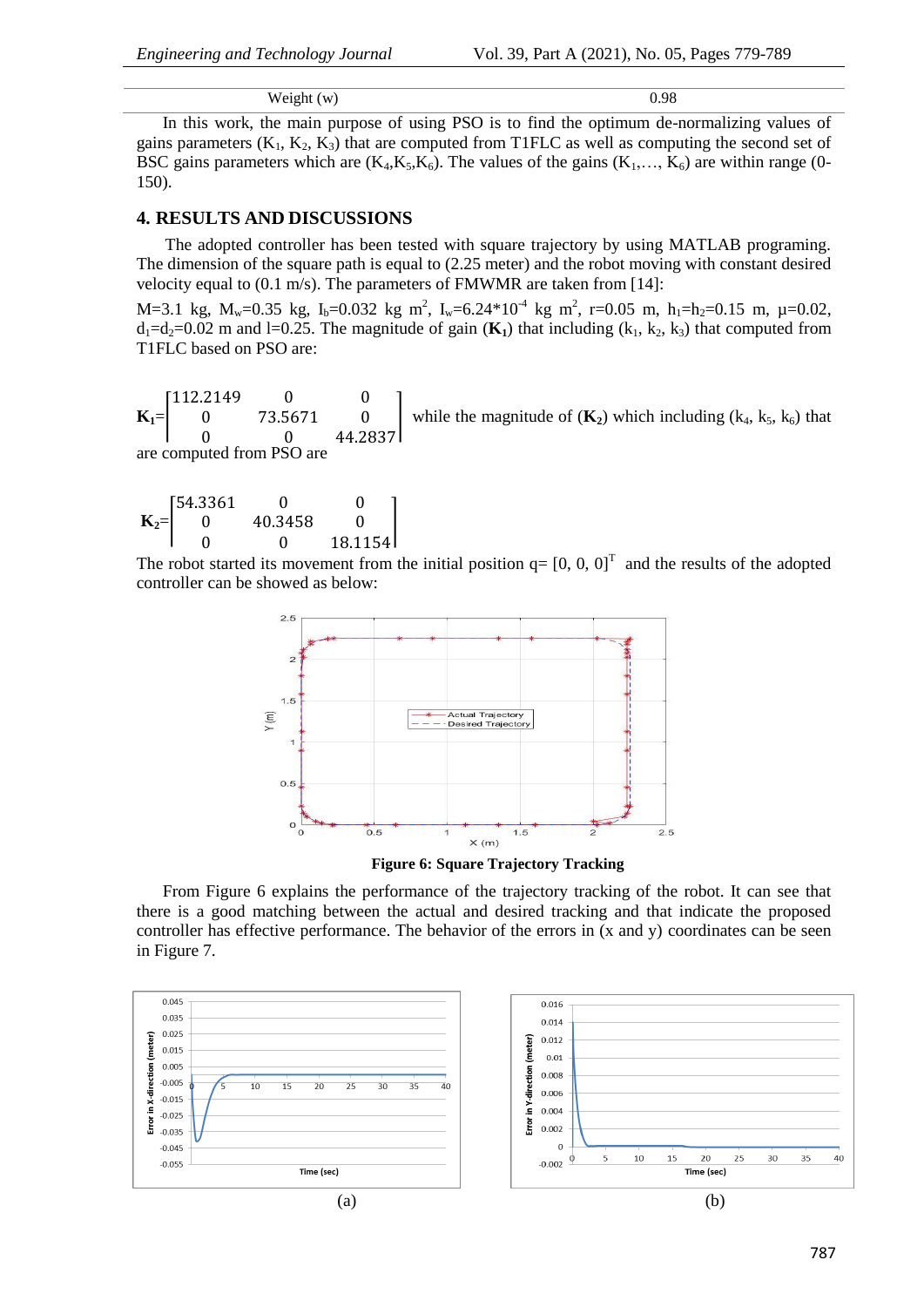| Weight (w) | 0.98 |
|---|---|

In this work, the main purpose of using PSO is to find the optimum de-normalizing values of gains parameters ($K_1$, $K_2$, $K_3$) that are computed from T1FLC as well as computing the second set of BSC gains parameters which are ($K_4$,$K_5$,$K_6$). The values of the gains ($K_1$,…, $K_6$) are within range (0-150).

## 4. RESULTS AND DISCUSSIONS

The adopted controller has been tested with square trajectory by using MATLAB programing. The dimension of the square path is equal to (2.25 meter) and the robot moving with constant desired velocity equal to (0.1 m/s). The parameters of FMWMR are taken from [14]:

M=3.1 kg, $M_w$=0.35 kg, $I_b$=0.032 kg $m^2$, $I_w$=6.24*$10^{-4}$ kg $m^2$, r=0.05 m, $h_1$=$h_2$=0.15 m, μ=0.02, $d_1$=$d_2$=0.02 m and l=0.25. The magnitude of gain ($\mathbf{K_1}$) that including ($k_1$, $k_2$, $k_3$) that computed from T1FLC based on PSO are:

$$\mathbf{K_1}=\begin{bmatrix}112.2149 & 0 & 0\\ 0 & 73.5671 & 0\\ 0 & 0 & 44.2837\end{bmatrix}$$

while the magnitude of ($\mathbf{K_2}$) which including ($k_4$, $k_5$, $k_6$) that are computed from PSO are

$$\mathbf{K_2}=\begin{bmatrix}54.3361 & 0 & 0\\ 0 & 40.3458 & 0\\ 0 & 0 & 18.1154\end{bmatrix}$$

The robot started its movement from the initial position q= $[0, 0, 0]^T$ and the results of the adopted controller can be showed as below:

**Figure 6: Square Trajectory Tracking**

From Figure 6 explains the performance of the trajectory tracking of the robot. It can see that there is a good matching between the actual and desired tracking and that indicate the proposed controller has effective performance. The behavior of the errors in (x and y) coordinates can be seen in Figure 7.

(a) (b)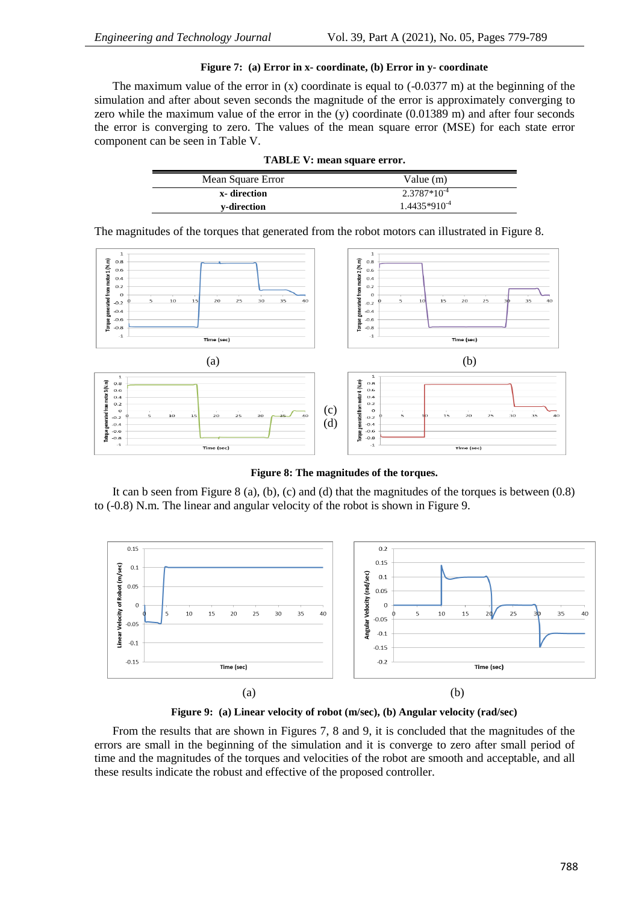**Figure 7: (a) Error in x- coordinate, (b) Error in y- coordinate**

The maximum value of the error in (x) coordinate is equal to (-0.0377 m) at the beginning of the simulation and after about seven seconds the magnitude of the error is approximately converging to zero while the maximum value of the error in the (y) coordinate (0.01389 m) and after four seconds the error is converging to zero. The values of the mean square error (MSE) for each state error component can be seen in Table V.

**TABLE V: mean square error.**

| Mean Square Error | Value (m) |
|---|---|
| **x- direction** | $2.3787*10^{-4}$ |
| **y-direction** | $1.4435*910^{-4}$ |

The magnitudes of the torques that generated from the robot motors can illustrated in Figure 8.

(a) (b)

(c) (d)

**Figure 8: The magnitudes of the torques.**

It can b seen from Figure 8 (a), (b), (c) and (d) that the magnitudes of the torques is between (0.8) to (-0.8) N.m. The linear and angular velocity of the robot is shown in Figure 9.

(a) (b)

**Figure 9: (a) Linear velocity of robot (m/sec), (b) Angular velocity (rad/sec)**

From the results that are shown in Figures 7, 8 and 9, it is concluded that the magnitudes of the errors are small in the beginning of the simulation and it is converge to zero after small period of time and the magnitudes of the torques and velocities of the robot are smooth and acceptable, and all these results indicate the robust and effective of the proposed controller.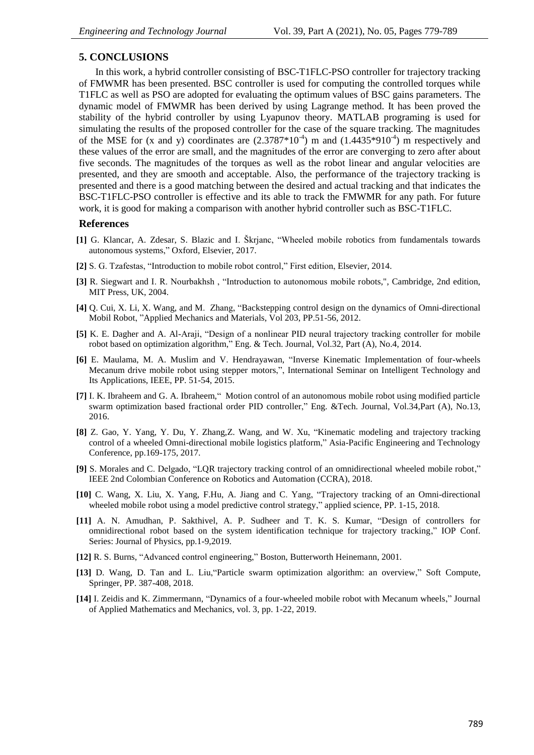## 5. CONCLUSIONS

In this work, a hybrid controller consisting of BSC-T1FLC-PSO controller for trajectory tracking of FMWMR has been presented. BSC controller is used for computing the controlled torques while T1FLC as well as PSO are adopted for evaluating the optimum values of BSC gains parameters. The dynamic model of FMWMR has been derived by using Lagrange method. It has been proved the stability of the hybrid controller by using Lyapunov theory. MATLAB programing is used for simulating the results of the proposed controller for the case of the square tracking. The magnitudes of the MSE for (x and y) coordinates are ($2.3787*10^{-4}$) m and ($1.4435*910^{-4}$) m respectively and these values of the error are small, and the magnitudes of the error are converging to zero after about five seconds. The magnitudes of the torques as well as the robot linear and angular velocities are presented, and they are smooth and acceptable. Also, the performance of the trajectory tracking is presented and there is a good matching between the desired and actual tracking and that indicates the BSC-T1FLC-PSO controller is effective and its able to track the FMWMR for any path. For future work, it is good for making a comparison with another hybrid controller such as BSC-T1FLC.

## References

**[1]** G. Klancar, A. Zdesar, S. Blazic and I. Škrjanc, "Wheeled mobile robotics from fundamentals towards autonomous systems," Oxford, Elsevier, 2017.

**[2]** S. G. Tzafestas, "Introduction to mobile robot control," First edition, Elsevier, 2014.

**[3]** R. Siegwart and I. R. Nourbakhsh , "Introduction to autonomous mobile robots,", Cambridge, 2nd edition, MIT Press, UK, 2004.

**[4]** Q. Cui, X. Li, X. Wang, and M. Zhang, "Backstepping control design on the dynamics of Omni-directional Mobil Robot, "Applied Mechanics and Materials, Vol 203, PP.51-56, 2012.

**[5]** K. E. Dagher and A. Al-Araji, "Design of a nonlinear PID neural trajectory tracking controller for mobile robot based on optimization algorithm," Eng. & Tech. Journal, Vol.32, Part (A), No.4, 2014.

**[6]** E. Maulama, M. A. Muslim and V. Hendrayawan, "Inverse Kinematic Implementation of four-wheels Mecanum drive mobile robot using stepper motors,", International Seminar on Intelligent Technology and Its Applications, IEEE, PP. 51-54, 2015.

**[7]** I. K. Ibraheem and G. A. Ibraheem," Motion control of an autonomous mobile robot using modified particle swarm optimization based fractional order PID controller," Eng. &Tech. Journal, Vol.34,Part (A), No.13, 2016.

**[8]** Z. Gao, Y. Yang, Y. Du, Y. Zhang,Z. Wang, and W. Xu, "Kinematic modeling and trajectory tracking control of a wheeled Omni-directional mobile logistics platform," Asia-Pacific Engineering and Technology Conference, pp.169-175, 2017.

**[9]** S. Morales and C. Delgado, "LQR trajectory tracking control of an omnidirectional wheeled mobile robot," IEEE 2nd Colombian Conference on Robotics and Automation (CCRA), 2018.

**[10]** C. Wang, X. Liu, X. Yang, F.Hu, A. Jiang and C. Yang, "Trajectory tracking of an Omni-directional wheeled mobile robot using a model predictive control strategy," applied science, PP. 1-15, 2018.

**[11]** A. N. Amudhan, P. Sakthivel, A. P. Sudheer and T. K. S. Kumar, "Design of controllers for omnidirectional robot based on the system identification technique for trajectory tracking," IOP Conf. Series: Journal of Physics, pp.1-9,2019.

**[12]** R. S. Burns, "Advanced control engineering," Boston, Butterworth Heinemann, 2001.

**[13]** D. Wang, D. Tan and L. Liu,"Particle swarm optimization algorithm: an overview," Soft Compute, Springer, PP. 387-408, 2018.

**[14]** I. Zeidis and K. Zimmermann, "Dynamics of a four-wheeled mobile robot with Mecanum wheels," Journal of Applied Mathematics and Mechanics, vol. 3, pp. 1-22, 2019.